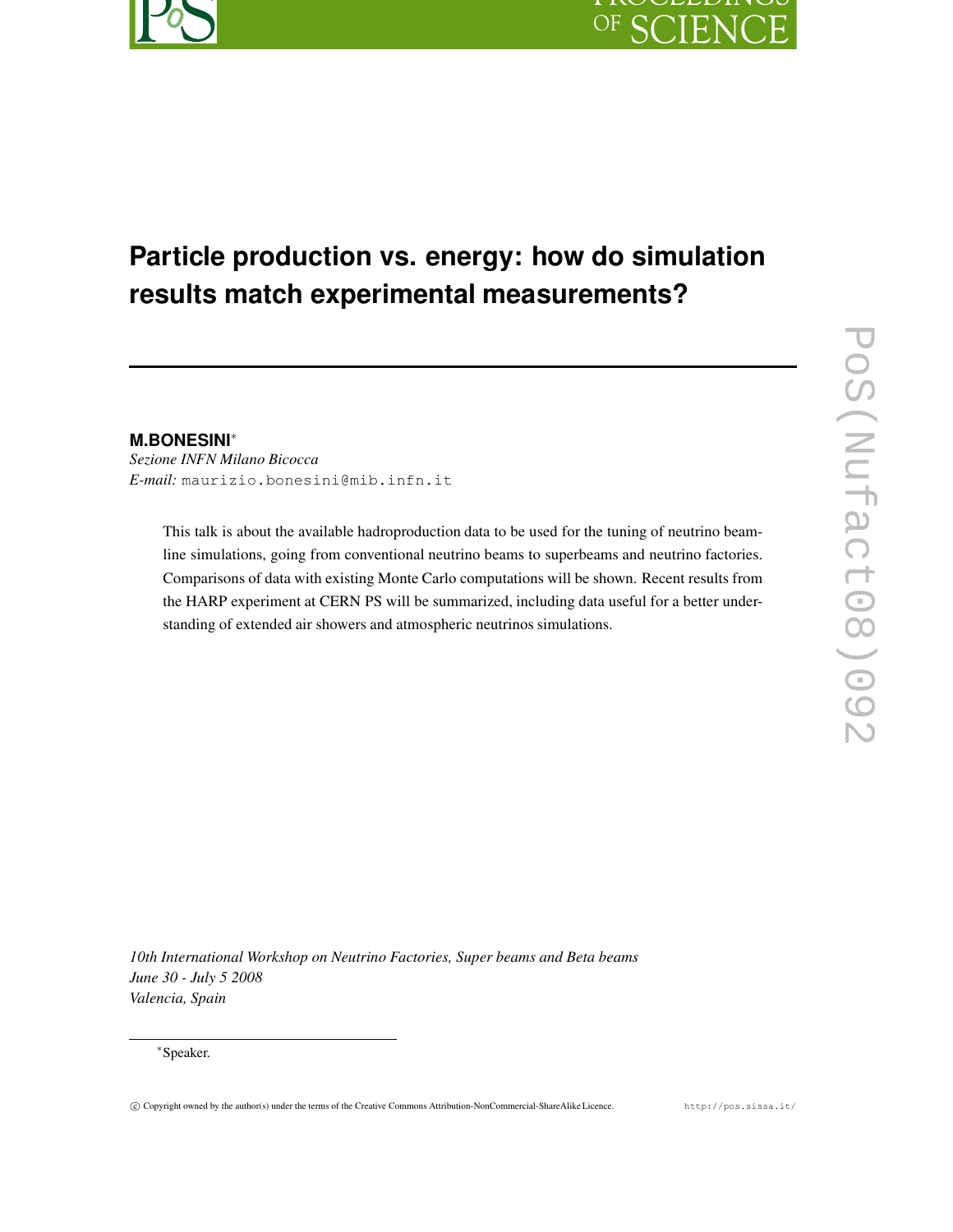# Particle production vs. energy: how do simulation results match experimental measurements?

**M.BONESINI***
*Sezione INFN Milano Bicocca*
*E-mail:* maurizio.bonesini@mib.infn.it

This talk is about the available hadroproduction data to be used for the tuning of neutrino beamline simulations, going from conventional neutrino beams to superbeams and neutrino factories. Comparisons of data with existing Monte Carlo computations will be shown. Recent results from the HARP experiment at CERN PS will be summarized, including data useful for a better understanding of extended air showers and atmospheric neutrinos simulations.

*10th International Workshop on Neutrino Factories, Super beams and Beta beams*
*June 30 - July 5 2008*
*Valencia, Spain*

*Speaker.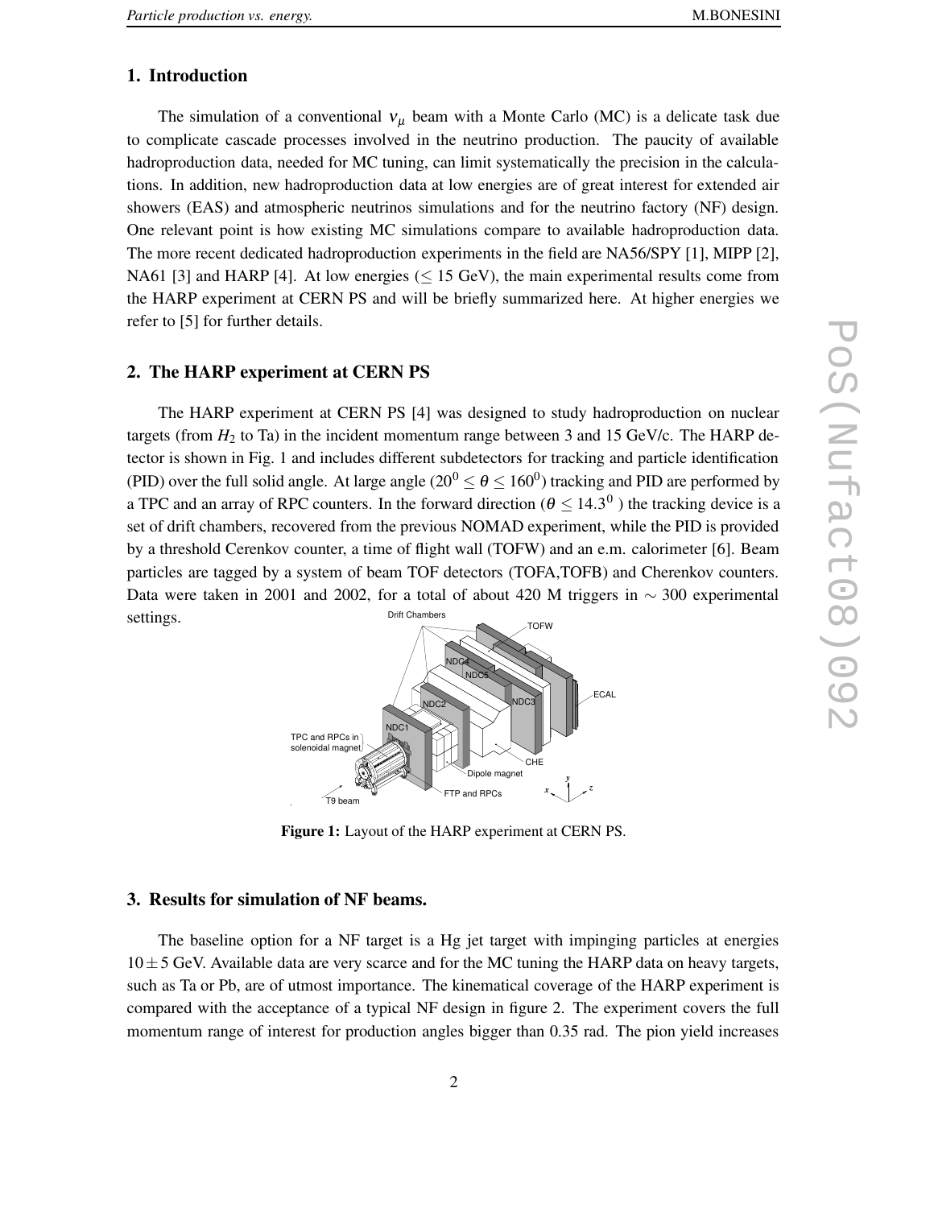## 1. Introduction

The simulation of a conventional $\nu_\mu$ beam with a Monte Carlo (MC) is a delicate task due to complicate cascade processes involved in the neutrino production. The paucity of available hadroproduction data, needed for MC tuning, can limit systematically the precision in the calculations. In addition, new hadroproduction data at low energies are of great interest for extended air showers (EAS) and atmospheric neutrinos simulations and for the neutrino factory (NF) design. One relevant point is how existing MC simulations compare to available hadroproduction data. The more recent dedicated hadroproduction experiments in the field are NA56/SPY [1], MIPP [2], NA61 [3] and HARP [4]. At low energies ($\leq 15$ GeV), the main experimental results come from the HARP experiment at CERN PS and will be briefly summarized here. At higher energies we refer to [5] for further details.

## 2. The HARP experiment at CERN PS

The HARP experiment at CERN PS [4] was designed to study hadroproduction on nuclear targets (from $H_2$ to Ta) in the incident momentum range between 3 and 15 GeV/c. The HARP detector is shown in Fig. 1 and includes different subdetectors for tracking and particle identification (PID) over the full solid angle. At large angle ($20^0 \leq \theta \leq 160^0$) tracking and PID are performed by a TPC and an array of RPC counters. In the forward direction ($\theta \leq 14.3^0$ ) the tracking device is a set of drift chambers, recovered from the previous NOMAD experiment, while the PID is provided by a threshold Cerenkov counter, a time of flight wall (TOFW) and an e.m. calorimeter [6]. Beam particles are tagged by a system of beam TOF detectors (TOFA,TOFB) and Cherenkov counters. Data were taken in 2001 and 2002, for a total of about 420 M triggers in $\sim 300$ experimental settings.

**Figure 1:** Layout of the HARP experiment at CERN PS.

## 3. Results for simulation of NF beams.

The baseline option for a NF target is a Hg jet target with impinging particles at energies $10 \pm 5$ GeV. Available data are very scarce and for the MC tuning the HARP data on heavy targets, such as Ta or Pb, are of utmost importance. The kinematical coverage of the HARP experiment is compared with the acceptance of a typical NF design in figure 2. The experiment covers the full momentum range of interest for production angles bigger than 0.35 rad. The pion yield increases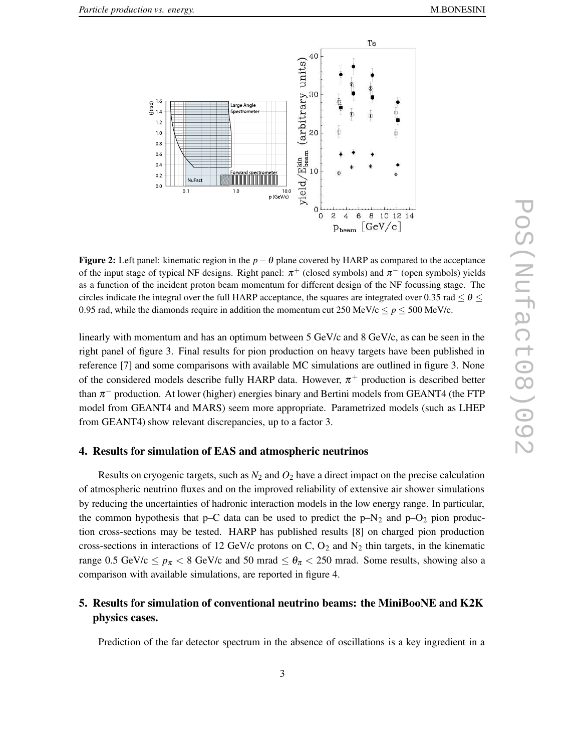**Figure 2:** Left panel: kinematic region in the $p-\theta$ plane covered by HARP as compared to the acceptance of the input stage of typical NF designs. Right panel: $\pi^+$ (closed symbols) and $\pi^-$ (open symbols) yields as a function of the incident proton beam momentum for different design of the NF focussing stage. The circles indicate the integral over the full HARP acceptance, the squares are integrated over 0.35 rad $\leq \theta \leq$ 0.95 rad, while the diamonds require in addition the momentum cut 250 MeV/c $\leq p \leq$ 500 MeV/c.

linearly with momentum and has an optimum between 5 GeV/c and 8 GeV/c, as can be seen in the right panel of figure 3. Final results for pion production on heavy targets have been published in reference [7] and some comparisons with available MC simulations are outlined in figure 3. None of the considered models describe fully HARP data. However, $\pi^+$ production is described better than $\pi^-$ production. At lower (higher) energies binary and Bertini models from GEANT4 (the FTP model from GEANT4 and MARS) seem more appropriate. Parametrized models (such as LHEP from GEANT4) show relevant discrepancies, up to a factor 3.

## 4. Results for simulation of EAS and atmospheric neutrinos

Results on cryogenic targets, such as $N_2$ and $O_2$ have a direct impact on the precise calculation of atmospheric neutrino fluxes and on the improved reliability of extensive air shower simulations by reducing the uncertainties of hadronic interaction models in the low energy range. In particular, the common hypothesis that p–C data can be used to predict the p–$N_2$ and p–$O_2$ pion production cross-sections may be tested. HARP has published results [8] on charged pion production cross-sections in interactions of 12 GeV/c protons on C, $O_2$ and $N_2$ thin targets, in the kinematic range 0.5 GeV/c $\leq p_\pi <$ 8 GeV/c and 50 mrad $\leq \theta_\pi <$ 250 mrad. Some results, showing also a comparison with available simulations, are reported in figure 4.

## 5. Results for simulation of conventional neutrino beams: the MiniBooNE and K2K physics cases.

Prediction of the far detector spectrum in the absence of oscillations is a key ingredient in a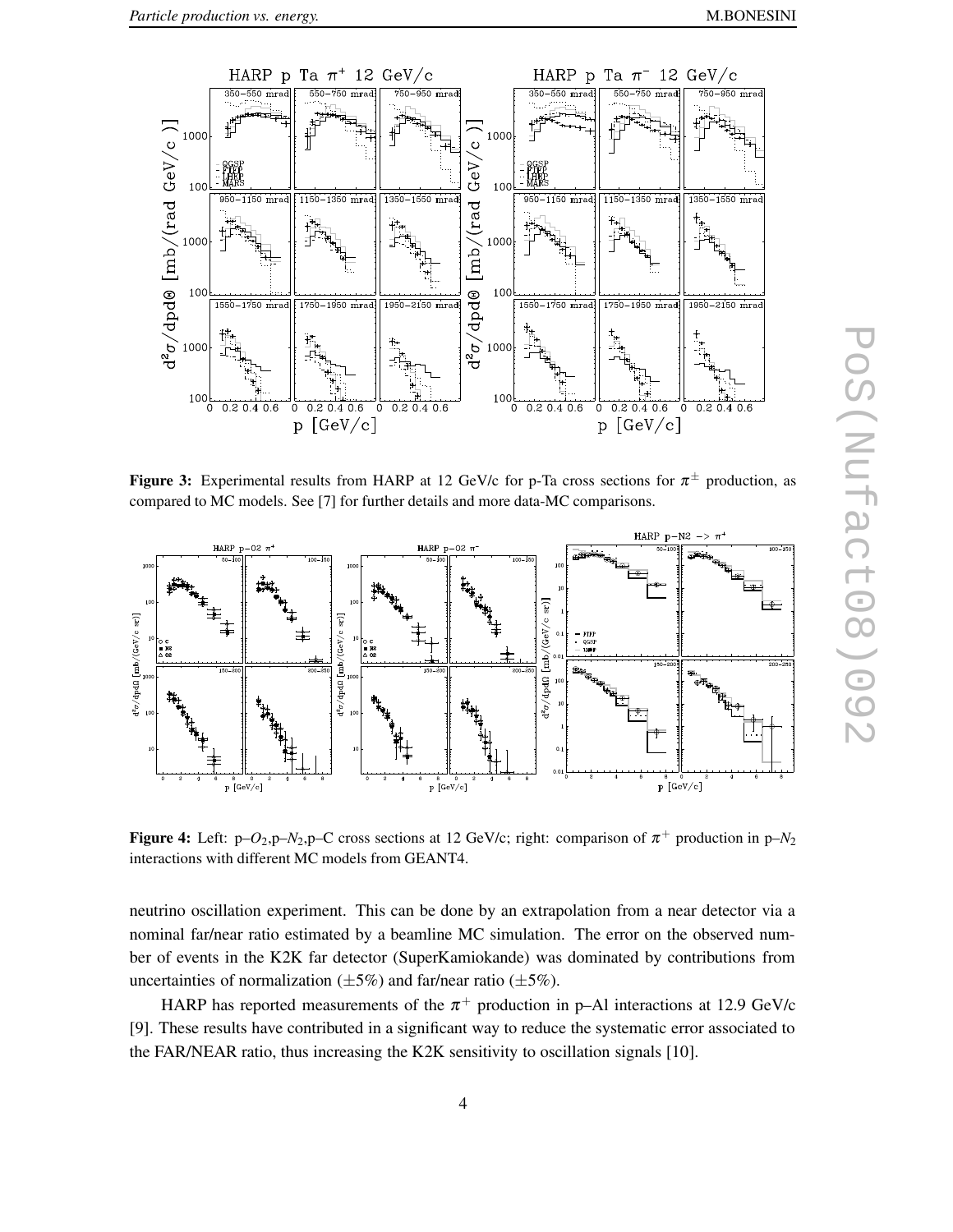**Figure 3:** Experimental results from HARP at 12 GeV/c for p-Ta cross sections for $\pi^{\pm}$ production, as compared to MC models. See [7] for further details and more data-MC comparisons.

**Figure 4:** Left: p–$O_2$,p–$N_2$,p–C cross sections at 12 GeV/c; right: comparison of $\pi^+$ production in p–$N_2$ interactions with different MC models from GEANT4.

neutrino oscillation experiment. This can be done by an extrapolation from a near detector via a nominal far/near ratio estimated by a beamline MC simulation. The error on the observed number of events in the K2K far detector (SuperKamiokande) was dominated by contributions from uncertainties of normalization ($\pm$5%) and far/near ratio ($\pm$5%).

HARP has reported measurements of the $\pi^+$ production in p–Al interactions at 12.9 GeV/c [9]. These results have contributed in a significant way to reduce the systematic error associated to the FAR/NEAR ratio, thus increasing the K2K sensitivity to oscillation signals [10].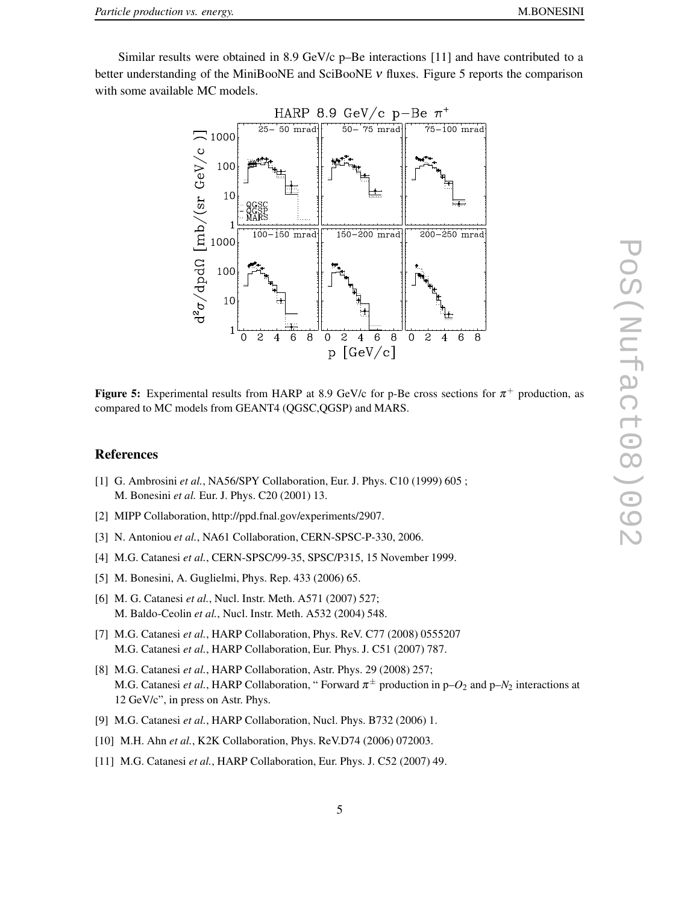Similar results were obtained in 8.9 GeV/c p–Be interactions [11] and have contributed to a better understanding of the MiniBooNE and SciBooNE $\nu$ fluxes. Figure 5 reports the comparison with some available MC models.

HARP 8.9 GeV/c p−Be $\pi^+$

25− 50 mrad
50− 75 mrad
75−100 mrad
100−150 mrad
150−200 mrad
200−250 mrad

QGSC
QGSP
MARS

$d^2\sigma/dpd\Omega$ [mb/(sr GeV/c )]

1000
100
10
1

0 2 4 6 8

p [GeV/c]

**Figure 5:** Experimental results from HARP at 8.9 GeV/c for p-Be cross sections for $\pi^+$ production, as compared to MC models from GEANT4 (QGSC,QGSP) and MARS.

## References

[1] G. Ambrosini *et al.*, NA56/SPY Collaboration, Eur. J. Phys. C10 (1999) 605 ;
M. Bonesini *et al.* Eur. J. Phys. C20 (2001) 13.

[2] MIPP Collaboration, http://ppd.fnal.gov/experiments/2907.

[3] N. Antoniou *et al.*, NA61 Collaboration, CERN-SPSC-P-330, 2006.

[4] M.G. Catanesi *et al.*, CERN-SPSC/99-35, SPSC/P315, 15 November 1999.

[5] M. Bonesini, A. Guglielmi, Phys. Rep. 433 (2006) 65.

[6] M. G. Catanesi *et al.*, Nucl. Instr. Meth. A571 (2007) 527;
M. Baldo-Ceolin *et al.*, Nucl. Instr. Meth. A532 (2004) 548.

[7] M.G. Catanesi *et al.*, HARP Collaboration, Phys. ReV. C77 (2008) 0555207
M.G. Catanesi *et al.*, HARP Collaboration, Eur. Phys. J. C51 (2007) 787.

[8] M.G. Catanesi *et al.*, HARP Collaboration, Astr. Phys. 29 (2008) 257;
M.G. Catanesi *et al.*, HARP Collaboration, " Forward $\pi^\pm$ production in p–$O_2$ and p–$N_2$ interactions at 12 GeV/c", in press on Astr. Phys.

[9] M.G. Catanesi *et al.*, HARP Collaboration, Nucl. Phys. B732 (2006) 1.

[10] M.H. Ahn *et al.*, K2K Collaboration, Phys. ReV.D74 (2006) 072003.

[11] M.G. Catanesi *et al.*, HARP Collaboration, Eur. Phys. J. C52 (2007) 49.